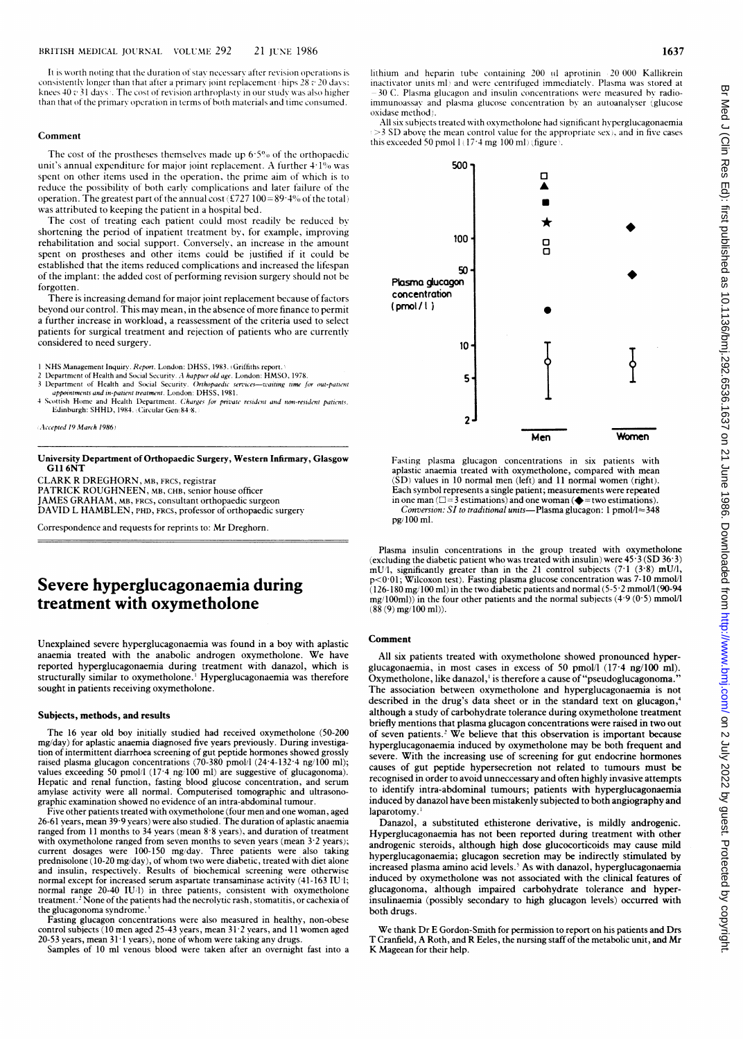It is worth noting that the duration of stay necessary after revision operations is consistently longer than that after a primary joint replacement (hips 28 v 20 days; knees 40 v 31 days). The cost of revision arthroplasty in our study was also higher than that of the primary operation in terms of both materials and time consumed.

### Comment

The cost of the prostheses themselves made up 6·5% of the orthopaedic unit's annual expenditure for major joint replacement. A further 4·1% was spent on other items used in the operation, the prime aim of which is to reduce the possibility of both early complications and later failure of the operation. The greatest part of the annual cost (£727 100 = 89·4% of the total) was attributed to keeping the patient in a hospital bed.

The cost of treating each patient could most readily be reduced by shortening the period of inpatient treatment by, for example, improving rehabilitation and social support. Conversely, an increase in the amount spent on prostheses and other items could be justified if it could be established that the items reduced complications and increased the lifespan of the implant: the added cost of performing revision surgery should not be forgotten.

There is increasing demand for major joint replacement because of factors beyond our control. This may mean, in the absence of more finance to permit a further increase in workload, a reassessment of the criteria used to select patients for surgical treatment and rejection of patients who are currently considered to need surgery.

1 NHS Management Inquiry. *Report*. London: DHSS, 1983. (Griffiths report.)
2 Department of Health and Social Security. *A happier old age*. London: HMSO, 1978.
3 Department of Health and Social Security. *Orthopaedic services—waiting time for out-patient appointments and in-patient treatment*. London: DHSS, 1981.
4 Scottish Home and Health Department. *Charges for private resident and non-resident patients*. Edinburgh: SHHD, 1984. (Circular Gen 84/8.)

(*Accepted 19 March 1986*)

**University Department of Orthopaedic Surgery, Western Infirmary, Glasgow G11 6NT**

CLARK R DREGHORN, MB, FRCS, registrar
PATRICK ROUGHNEEN, MB, CHB, senior house officer
JAMES GRAHAM, MB, FRCS, consultant orthopaedic surgeon
DAVID L HAMBLEN, PHD, FRCS, professor of orthopaedic surgery

Correspondence and requests for reprints to: Mr Dreghorn.

# Severe hyperglucagonaemia during treatment with oxymetholone

Unexplained severe hyperglucagonaemia was found in a boy with aplastic anaemia treated with the anabolic androgen oxymetholone. We have reported hyperglucagonaemia during treatment with danazol, which is structurally similar to oxymetholone.[1] Hyperglucagonaemia was therefore sought in patients receiving oxymetholone.

### Subjects, methods, and results

The 16 year old boy initially studied had received oxymetholone (50-200 mg/day) for aplastic anaemia diagnosed five years previously. During investigation of intermittent diarrhoea screening of gut peptide hormones showed grossly raised plasma glucagon concentrations (70-380 pmol/l (24·4-132·4 ng/100 ml); values exceeding 50 pmol/l (17·4 ng/100 ml) are suggestive of glucagonoma). Hepatic and renal function, fasting blood glucose concentration, and serum amylase activity were all normal. Computerised tomographic and ultrasonographic examination showed no evidence of an intra-abdominal tumour.

Five other patients treated with oxymetholone (four men and one woman, aged 26-61 years, mean 39·9 years) were also studied. The duration of aplastic anaemia ranged from 11 months to 34 years (mean 8·8 years), and duration of treatment with oxymetholone ranged from seven months to seven years (mean 3·2 years); current dosages were 100-150 mg/day. Three patients were also taking prednisolone (10-20 mg/day), of whom two were diabetic, treated with diet alone and insulin, respectively. Results of biochemical screening were otherwise normal except for increased serum aspartate transaminase activity (41-163 IU/l; normal range 20-40 IU/l) in three patients, consistent with oxymetholone treatment.[2] None of the patients had the necrolytic rash, stomatitis, or cachexia of the glucagonoma syndrome.[3]

Fasting glucagon concentrations were also measured in healthy, non-obese control subjects (10 men aged 25-43 years, mean 31·2 years, and 11 women aged 20-53 years, mean 31·1 years), none of whom were taking any drugs.

Samples of 10 ml venous blood were taken after an overnight fast into a lithium and heparin tube containing 200 µl aprotinin (20 000 Kallikrein inactivator units/ml) and were centrifuged immediately. Plasma was stored at −30°C. Plasma glucagon and insulin concentrations were measured by radioimmunoassay and plasma glucose concentration by an autoanalyser (glucose oxidase method).

All six subjects treated with oxymetholone had significant hyperglucagonaemia (>3 SD above the mean control value for the appropriate sex), and in five cases this exceeded 50 pmol/l (17·4 mg/100 ml) (figure).

Fasting plasma glucagon concentrations in six patients with aplastic anaemia treated with oxymetholone, compared with mean (SD) values in 10 normal men (left) and 11 normal women (right). Each symbol represents a single patient; measurements were repeated in one man (□ = 3 estimations) and one woman (◆ = two estimations).
*Conversion: SI to traditional units*—Plasma glucagon: 1 pmol/l ≈ 348 pg/100 ml.

Plasma insulin concentrations in the group treated with oxymetholone (excluding the diabetic patient who was treated with insulin) were 45·3 (SD 36·3) mU/l, significantly greater than in the 21 control subjects (7·1 (3·8) mU/l, $p < 0·01$; Wilcoxon test). Fasting plasma glucose concentration was 7-10 mmol/l (126-180 mg/100 ml) in the two diabetic patients and normal (5-5·2 mmol/l (90-94 mg/100ml)) in the four other patients and the normal subjects (4·9 (0·5) mmol/l (88 (9) mg/100 ml)).

### Comment

All six patients treated with oxymetholone showed pronounced hyperglucagonaemia, in most cases in excess of 50 pmol/l (17·4 ng/100 ml). Oxymetholone, like danazol,[1] is therefore a cause of "pseudoglucagonoma." The association between oxymetholone and hyperglucagonaemia is not described in the drug's data sheet or in the standard text on glucagon,[4] although a study of carbohydrate tolerance during oxymetholone treatment briefly mentions that plasma glucagon concentrations were raised in two out of seven patients.[2] We believe that this observation is important because hyperglucagonaemia induced by oxymetholone may be both frequent and severe. With the increasing use of screening for gut endocrine hormones causes of gut peptide hypersecretion not related to tumours must be recognised in order to avoid unnecessary and often highly invasive attempts to identify intra-abdominal tumours; patients with hyperglucagonaemia induced by danazol have been mistakenly subjected to both angiography and laparotomy.[1]

Danazol, a substituted ethisterone derivative, is mildly androgenic. Hyperglucagonaemia has not been reported during treatment with other androgenic steroids, although high dose glucocorticoids may cause mild hyperglucagonaemia; glucagon secretion may be indirectly stimulated by increased plasma amino acid levels.[5] As with danazol, hyperglucagonaemia induced by oxymetholone was not associated with the clinical features of glucagonoma, although impaired carbohydrate tolerance and hyperinsulinaemia (possibly secondary to high glucagon levels) occurred with both drugs.

We thank Dr E Gordon-Smith for permission to report on his patients and Drs T Cranfield, A Roth, and R Eeles, the nursing staff of the metabolic unit, and Mr K Mageean for their help.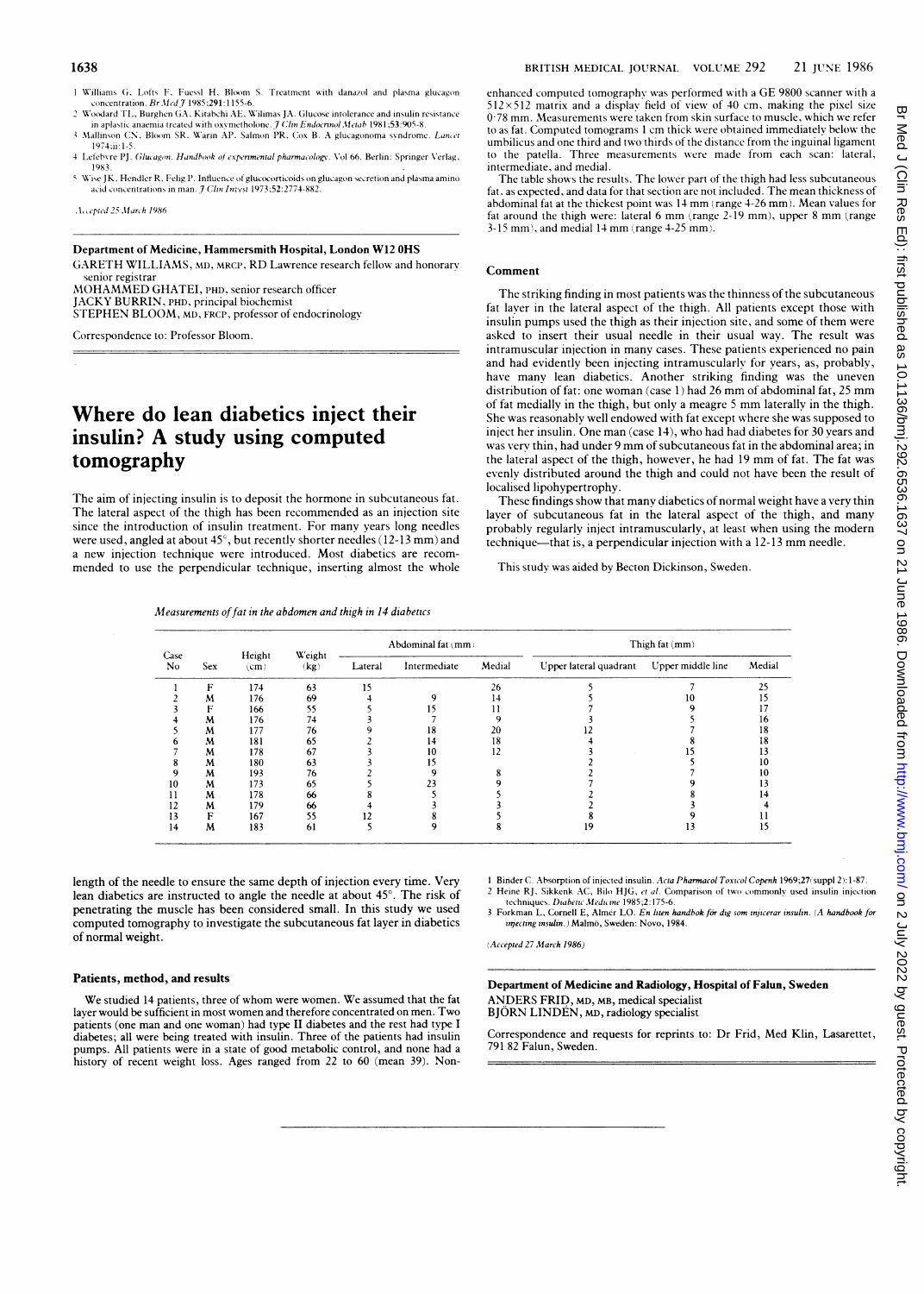1 Williams G, Lofts F, Fuessl H, Bloom S. Treatment with danazol and plasma glucagon concentration. *Br Med J* 1985;291:1155-6.
2 Woodard TL, Burghen GA, Kitabchi AE, Wilimas JA. Glucose intolerance and insulin resistance in aplastic anaemia treated with oxymetholone. *J Clin Endocrinol Metab* 1981;53:905-8.
3 Mallinson CN, Bloom SR, Warin AP, Salmon PR, Cox B. A glucagonoma syndrome. *Lancet* 1974;ii:1-5.
4 Lefebvre PJ. *Glucagon. Handbook of experimental pharmacology.* Vol 66. Berlin: Springer Verlag, 1983.
5 Wise JK, Hendler R, Felig P. Influence of glucocorticoids on glucagon secretion and plasma amino acid concentrations in man. *J Clin Invest* 1973;52:2774-882.

(*Accepted 25 March 1986*)

**Department of Medicine, Hammersmith Hospital, London W12 0HS**

GARETH WILLIAMS, MD, MRCP, RD Lawrence research fellow and honorary senior registrar
MOHAMMED GHATEI, PHD, senior research officer
JACKY BURRIN, PHD, principal biochemist
STEPHEN BLOOM, MD, FRCP, professor of endocrinology

Correspondence to: Professor Bloom.

# Where do lean diabetics inject their insulin? A study using computed tomography

The aim of injecting insulin is to deposit the hormone in subcutaneous fat. The lateral aspect of the thigh has been recommended as an injection site since the introduction of insulin treatment. For many years long needles were used, angled at about 45°, but recently shorter needles (12-13 mm) and a new injection technique were introduced. Most diabetics are recommended to use the perpendicular technique, inserting almost the whole length of the needle to ensure the same depth of injection every time. Very lean diabetics are instructed to angle the needle at about 45°. The risk of penetrating the muscle has been considered small. In this study we used computed tomography to investigate the subcutaneous fat layer in diabetics of normal weight.

## Patients, method, and results

We studied 14 patients, three of whom were women. We assumed that the fat layer would be sufficient in most women and therefore concentrated on men. Two patients (one man and one woman) had type II diabetes and the rest had type I diabetes; all were being treated with insulin. Three of the patients had insulin pumps. All patients were in a state of good metabolic control, and none had a history of recent weight loss. Ages ranged from 22 to 60 (mean 39). Non-enhanced computed tomography was performed with a GE 9800 scanner with a 512×512 matrix and a display field of view of 40 cm, making the pixel size 0·78 mm. Measurements were taken from skin surface to muscle, which we refer to as fat. Computed tomograms 1 cm thick were obtained immediately below the umbilicus and one third and two thirds of the distance from the inguinal ligament to the patella. Three measurements were made from each scan: lateral, intermediate, and medial.

The table shows the results. The lower part of the thigh had less subcutaneous fat, as expected, and data for that section are not included. The mean thickness of abdominal fat at the thickest point was 14 mm (range 4-26 mm). Mean values for fat around the thigh were: lateral 6 mm (range 2-19 mm), upper 8 mm (range 3-15 mm), and medial 14 mm (range 4-25 mm).

*Measurements of fat in the abdomen and thigh in 14 diabetics*

| Case No | Sex | Height (cm) | Weight (kg) | Abdominal fat (mm) | | | Thigh fat (mm) | | |
|---|---|---|---|---|---|---|---|---|---|
| | | | | Lateral | Intermediate | Medial | Upper lateral quadrant | Upper middle line | Medial |
| 1 | F | 174 | 63 | 15 | | 26 | 5 | 7 | 25 |
| 2 | M | 176 | 69 | 4 | 9 | 14 | 5 | 10 | 15 |
| 3 | F | 166 | 55 | 5 | 15 | 11 | 7 | 9 | 17 |
| 4 | M | 176 | 74 | 3 | 7 | 9 | 3 | 5 | 16 |
| 5 | M | 177 | 76 | 9 | 18 | 20 | 12 | 7 | 18 |
| 6 | M | 181 | 65 | 2 | 14 | 18 | 4 | 8 | 18 |
| 7 | M | 178 | 67 | 3 | 10 | 12 | 3 | 15 | 13 |
| 8 | M | 180 | 63 | 3 | 15 | | 2 | 5 | 10 |
| 9 | M | 193 | 76 | 2 | 9 | 8 | 2 | 7 | 10 |
| 10 | M | 173 | 65 | 5 | 23 | 9 | 7 | 9 | 13 |
| 11 | M | 178 | 66 | 8 | 5 | 5 | 2 | 8 | 14 |
| 12 | M | 179 | 66 | 4 | 3 | 3 | 2 | 3 | 4 |
| 13 | F | 167 | 55 | 12 | 8 | 5 | 8 | 9 | 11 |
| 14 | M | 183 | 61 | 5 | 9 | 8 | 19 | 13 | 15 |

## Comment

The striking finding in most patients was the thinness of the subcutaneous fat layer in the lateral aspect of the thigh. All patients except those with insulin pumps used the thigh as their injection site, and some of them were asked to insert their usual needle in their usual way. The result was intramuscular injection in many cases. These patients experienced no pain and had evidently been injecting intramuscularly for years, as, probably, have many lean diabetics. Another striking finding was the uneven distribution of fat: one woman (case 1) had 26 mm of abdominal fat, 25 mm of fat medially in the thigh, but only a meagre 5 mm laterally in the thigh. She was reasonably well endowed with fat except where she was supposed to inject her insulin. One man (case 14), who had had diabetes for 30 years and was very thin, had under 9 mm of subcutaneous fat in the abdominal area; in the lateral aspect of the thigh, however, he had 19 mm of fat. The fat was evenly distributed around the thigh and could not have been the result of localised lipohypertrophy.

These findings show that many diabetics of normal weight have a very thin layer of subcutaneous fat in the lateral aspect of the thigh, and many probably regularly inject intramuscularly, at least when using the modern technique—that is, a perpendicular injection with a 12-13 mm needle.

This study was aided by Becton Dickinson, Sweden.

1 Binder C. Absorption of injected insulin. *Acta Pharmacol Toxicol Copenh* 1969;27(suppl 2):1-87.
2 Heine RJ, Sikkenk AC, Bilo HJG, *et al.* Comparison of two commonly used insulin injection techniques. *Diabetic Medicine* 1985;2:175-6.
3 Forkman L, Cornell E, Almér LO. *En liten handbok för dig som injicerar insulin.* (*A handbook for injecting insulin.*) Malmö, Sweden: Novo, 1984.

(*Accepted 27 March 1986*)

**Department of Medicine and Radiology, Hospital of Falun, Sweden**

ANDERS FRID, MD, MB, medical specialist
BJÖRN LINDÉN, MD, radiology specialist

Correspondence and requests for reprints to: Dr Frid, Med Klin, Lasarettet, 791 82 Falun, Sweden.